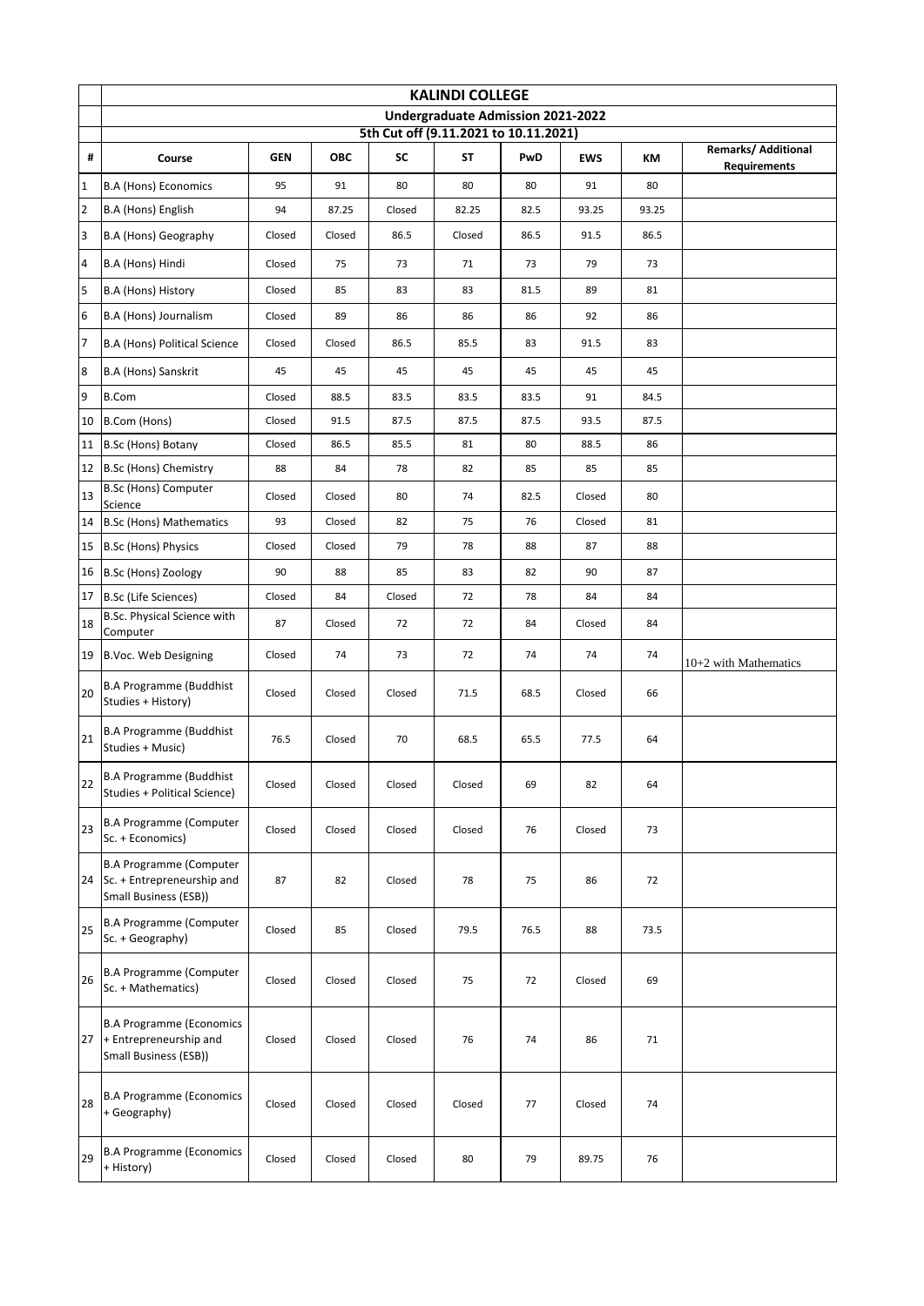# KALINDI COLLEGE

## Undergraduate Admission 2021-2022

### 5th Cut off (9.11.2021 to 10.11.2021)

| # | Course | GEN | OBC | SC | ST | PwD | EWS | KM | Remarks/ Additional Requirements |
|---|---|---|---|---|---|---|---|---|---|
| 1 | B.A (Hons) Economics | 95 | 91 | 80 | 80 | 80 | 91 | 80 | |
| 2 | B.A (Hons) English | 94 | 87.25 | Closed | 82.25 | 82.5 | 93.25 | 93.25 | |
| 3 | B.A (Hons) Geography | Closed | Closed | 86.5 | Closed | 86.5 | 91.5 | 86.5 | |
| 4 | B.A (Hons) Hindi | Closed | 75 | 73 | 71 | 73 | 79 | 73 | |
| 5 | B.A (Hons) History | Closed | 85 | 83 | 83 | 81.5 | 89 | 81 | |
| 6 | B.A (Hons) Journalism | Closed | 89 | 86 | 86 | 86 | 92 | 86 | |
| 7 | B.A (Hons) Political Science | Closed | Closed | 86.5 | 85.5 | 83 | 91.5 | 83 | |
| 8 | B.A (Hons) Sanskrit | 45 | 45 | 45 | 45 | 45 | 45 | 45 | |
| 9 | B.Com | Closed | 88.5 | 83.5 | 83.5 | 83.5 | 91 | 84.5 | |
| 10 | B.Com (Hons) | Closed | 91.5 | 87.5 | 87.5 | 87.5 | 93.5 | 87.5 | |
| 11 | B.Sc (Hons) Botany | Closed | 86.5 | 85.5 | 81 | 80 | 88.5 | 86 | |
| 12 | B.Sc (Hons) Chemistry | 88 | 84 | 78 | 82 | 85 | 85 | 85 | |
| 13 | B.Sc (Hons) Computer Science | Closed | Closed | 80 | 74 | 82.5 | Closed | 80 | |
| 14 | B.Sc (Hons) Mathematics | 93 | Closed | 82 | 75 | 76 | Closed | 81 | |
| 15 | B.Sc (Hons) Physics | Closed | Closed | 79 | 78 | 88 | 87 | 88 | |
| 16 | B.Sc (Hons) Zoology | 90 | 88 | 85 | 83 | 82 | 90 | 87 | |
| 17 | B.Sc (Life Sciences) | Closed | 84 | Closed | 72 | 78 | 84 | 84 | |
| 18 | B.Sc. Physical Science with Computer | 87 | Closed | 72 | 72 | 84 | Closed | 84 | |
| 19 | B.Voc. Web Designing | Closed | 74 | 73 | 72 | 74 | 74 | 74 | 10+2 with Mathematics |
| 20 | B.A Programme (Buddhist Studies + History) | Closed | Closed | Closed | 71.5 | 68.5 | Closed | 66 | |
| 21 | B.A Programme (Buddhist Studies + Music) | 76.5 | Closed | 70 | 68.5 | 65.5 | 77.5 | 64 | |
| 22 | B.A Programme (Buddhist Studies + Political Science) | Closed | Closed | Closed | Closed | 69 | 82 | 64 | |
| 23 | B.A Programme (Computer Sc. + Economics) | Closed | Closed | Closed | Closed | 76 | Closed | 73 | |
| 24 | B.A Programme (Computer Sc. + Entrepreneurship and Small Business (ESB)) | 87 | 82 | Closed | 78 | 75 | 86 | 72 | |
| 25 | B.A Programme (Computer Sc. + Geography) | Closed | 85 | Closed | 79.5 | 76.5 | 88 | 73.5 | |
| 26 | B.A Programme (Computer Sc. + Mathematics) | Closed | Closed | Closed | 75 | 72 | Closed | 69 | |
| 27 | B.A Programme (Economics + Entrepreneurship and Small Business (ESB)) | Closed | Closed | Closed | 76 | 74 | 86 | 71 | |
| 28 | B.A Programme (Economics + Geography) | Closed | Closed | Closed | Closed | 77 | Closed | 74 | |
| 29 | B.A Programme (Economics + History) | Closed | Closed | Closed | 80 | 79 | 89.75 | 76 | |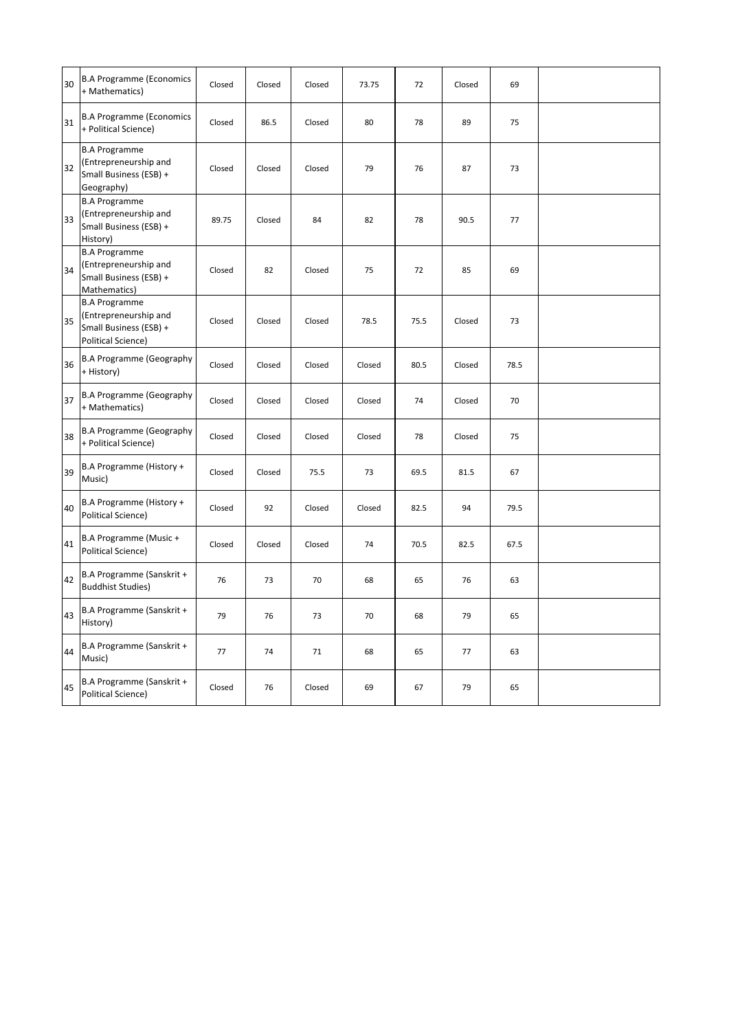| | | | | | | | | | |
|---|---|---|---|---|---|---|---|---|---|
| 30 | B.A Programme (Economics + Mathematics) | Closed | Closed | Closed | 73.75 | 72 | Closed | 69 | |
| 31 | B.A Programme (Economics + Political Science) | Closed | 86.5 | Closed | 80 | 78 | 89 | 75 | |
| 32 | B.A Programme (Entrepreneurship and Small Business (ESB) + Geography) | Closed | Closed | Closed | 79 | 76 | 87 | 73 | |
| 33 | B.A Programme (Entrepreneurship and Small Business (ESB) + History) | 89.75 | Closed | 84 | 82 | 78 | 90.5 | 77 | |
| 34 | B.A Programme (Entrepreneurship and Small Business (ESB) + Mathematics) | Closed | 82 | Closed | 75 | 72 | 85 | 69 | |
| 35 | B.A Programme (Entrepreneurship and Small Business (ESB) + Political Science) | Closed | Closed | Closed | 78.5 | 75.5 | Closed | 73 | |
| 36 | B.A Programme (Geography + History) | Closed | Closed | Closed | Closed | 80.5 | Closed | 78.5 | |
| 37 | B.A Programme (Geography + Mathematics) | Closed | Closed | Closed | Closed | 74 | Closed | 70 | |
| 38 | B.A Programme (Geography + Political Science) | Closed | Closed | Closed | Closed | 78 | Closed | 75 | |
| 39 | B.A Programme (History + Music) | Closed | Closed | 75.5 | 73 | 69.5 | 81.5 | 67 | |
| 40 | B.A Programme (History + Political Science) | Closed | 92 | Closed | Closed | 82.5 | 94 | 79.5 | |
| 41 | B.A Programme (Music + Political Science) | Closed | Closed | Closed | 74 | 70.5 | 82.5 | 67.5 | |
| 42 | B.A Programme (Sanskrit + Buddhist Studies) | 76 | 73 | 70 | 68 | 65 | 76 | 63 | |
| 43 | B.A Programme (Sanskrit + History) | 79 | 76 | 73 | 70 | 68 | 79 | 65 | |
| 44 | B.A Programme (Sanskrit + Music) | 77 | 74 | 71 | 68 | 65 | 77 | 63 | |
| 45 | B.A Programme (Sanskrit + Political Science) | Closed | 76 | Closed | 69 | 67 | 79 | 65 | |